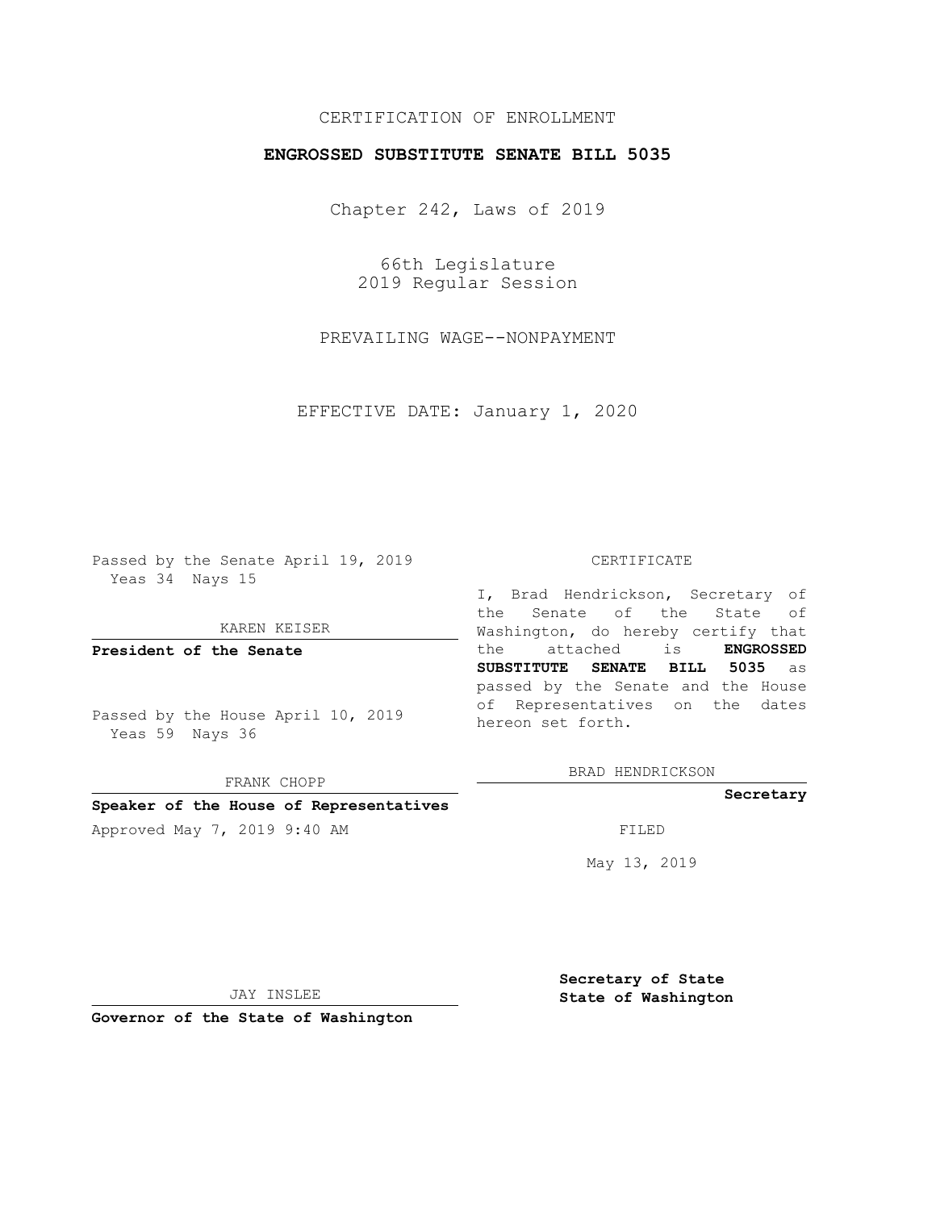CERTIFICATION OF ENROLLMENT

**ENGROSSED SUBSTITUTE SENATE BILL 5035**

Chapter 242, Laws of 2019

66th Legislature
2019 Regular Session

PREVAILING WAGE--NONPAYMENT

EFFECTIVE DATE: January 1, 2020

Passed by the Senate April 19, 2019
Yeas 34 Nays 15

KAREN KEISER

**President of the Senate**

Passed by the House April 10, 2019
Yeas 59 Nays 36

FRANK CHOPP

**Speaker of the House of Representatives**

Approved May 7, 2019 9:40 AM

JAY INSLEE

**Governor of the State of Washington**

CERTIFICATE

I, Brad Hendrickson, Secretary of the Senate of the State of Washington, do hereby certify that the attached is **ENGROSSED SUBSTITUTE SENATE BILL 5035** as passed by the Senate and the House of Representatives on the dates hereon set forth.

BRAD HENDRICKSON

**Secretary**

FILED

May 13, 2019

**Secretary of State**
**State of Washington**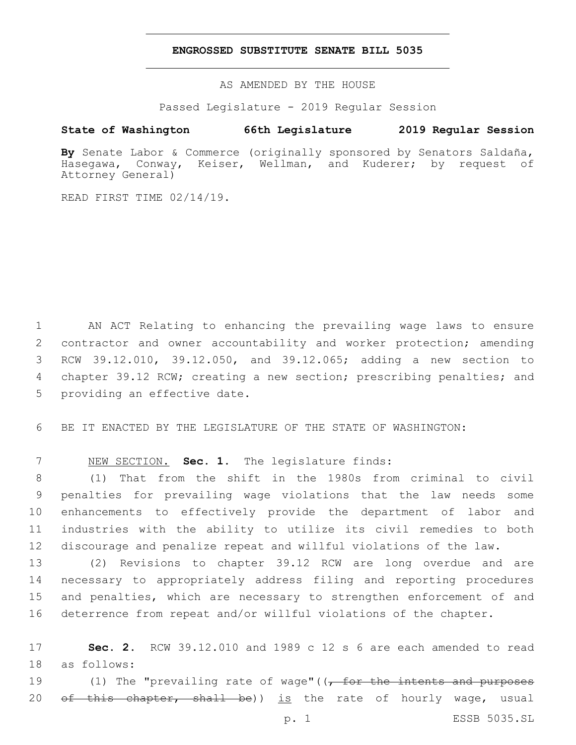# ENGROSSED SUBSTITUTE SENATE BILL 5035

AS AMENDED BY THE HOUSE

Passed Legislature - 2019 Regular Session

**State of Washington 66th Legislature 2019 Regular Session**

**By** Senate Labor & Commerce (originally sponsored by Senators Saldaña, Hasegawa, Conway, Keiser, Wellman, and Kuderer; by request of Attorney General)

READ FIRST TIME 02/14/19.

AN ACT Relating to enhancing the prevailing wage laws to ensure contractor and owner accountability and worker protection; amending RCW 39.12.010, 39.12.050, and 39.12.065; adding a new section to chapter 39.12 RCW; creating a new section; prescribing penalties; and providing an effective date.

BE IT ENACTED BY THE LEGISLATURE OF THE STATE OF WASHINGTON:

NEW SECTION. **Sec. 1.** The legislature finds:

(1) That from the shift in the 1980s from criminal to civil penalties for prevailing wage violations that the law needs some enhancements to effectively provide the department of labor and industries with the ability to utilize its civil remedies to both discourage and penalize repeat and willful violations of the law.

(2) Revisions to chapter 39.12 RCW are long overdue and are necessary to appropriately address filing and reporting procedures and penalties, which are necessary to strengthen enforcement of and deterrence from repeat and/or willful violations of the chapter.

**Sec. 2.** RCW 39.12.010 and 1989 c 12 s 6 are each amended to read as follows:

(1) The "prevailing rate of wage"((~~, for the intents and purposes of this chapter, shall be~~)) is the rate of hourly wage, usual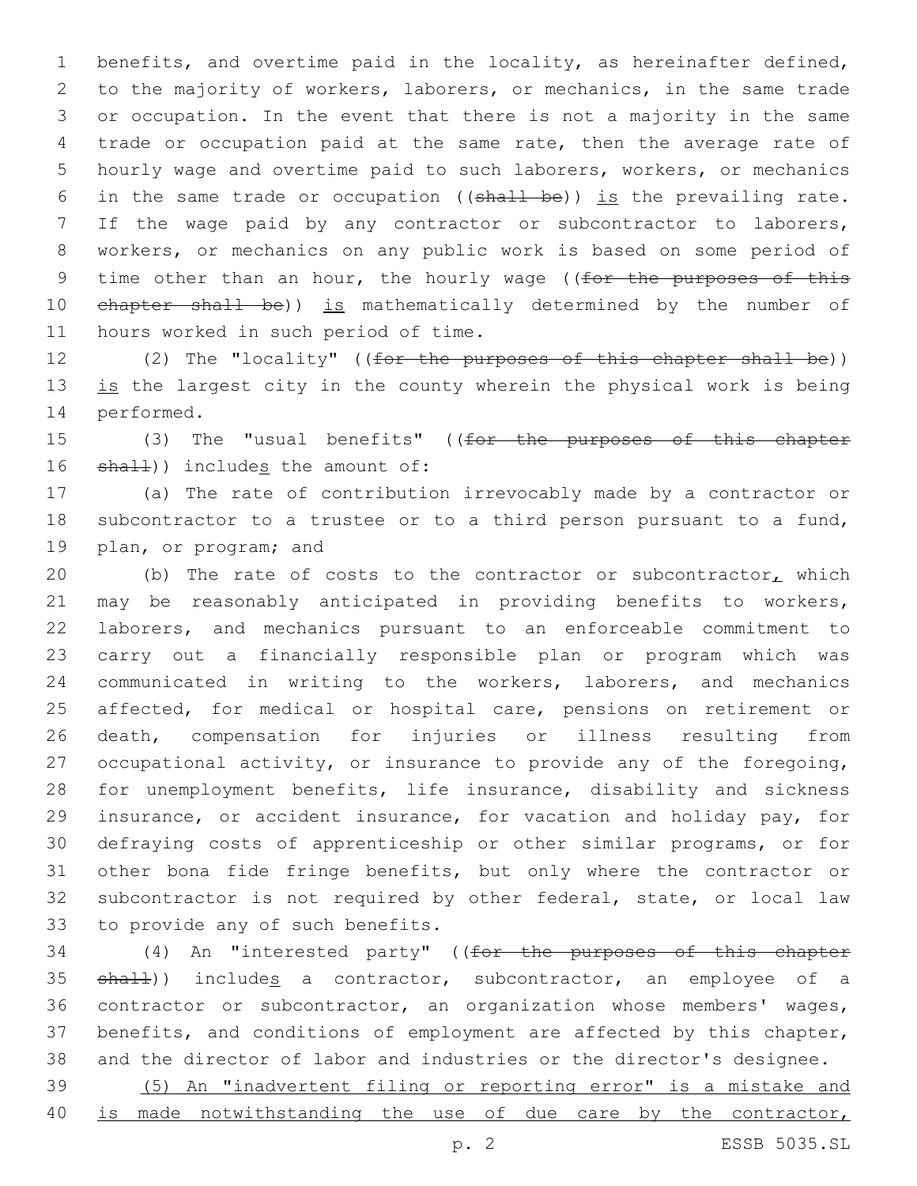benefits, and overtime paid in the locality, as hereinafter defined, to the majority of workers, laborers, or mechanics, in the same trade or occupation. In the event that there is not a majority in the same trade or occupation paid at the same rate, then the average rate of hourly wage and overtime paid to such laborers, workers, or mechanics in the same trade or occupation ((~~shall be~~)) <u>is</u> the prevailing rate. If the wage paid by any contractor or subcontractor to laborers, workers, or mechanics on any public work is based on some period of time other than an hour, the hourly wage ((~~for the purposes of this chapter shall be~~)) <u>is</u> mathematically determined by the number of hours worked in such period of time.

(2) The "locality" ((~~for the purposes of this chapter shall be~~)) <u>is</u> the largest city in the county wherein the physical work is being performed.

(3) The "usual benefits" ((~~for the purposes of this chapter shall~~)) include<u>s</u> the amount of:

(a) The rate of contribution irrevocably made by a contractor or subcontractor to a trustee or to a third person pursuant to a fund, plan, or program; and

(b) The rate of costs to the contractor or subcontractor<u>,</u> which may be reasonably anticipated in providing benefits to workers, laborers, and mechanics pursuant to an enforceable commitment to carry out a financially responsible plan or program which was communicated in writing to the workers, laborers, and mechanics affected, for medical or hospital care, pensions on retirement or death, compensation for injuries or illness resulting from occupational activity, or insurance to provide any of the foregoing, for unemployment benefits, life insurance, disability and sickness insurance, or accident insurance, for vacation and holiday pay, for defraying costs of apprenticeship or other similar programs, or for other bona fide fringe benefits, but only where the contractor or subcontractor is not required by other federal, state, or local law to provide any of such benefits.

(4) An "interested party" ((~~for the purposes of this chapter shall~~)) include<u>s</u> a contractor, subcontractor, an employee of a contractor or subcontractor, an organization whose members' wages, benefits, and conditions of employment are affected by this chapter, and the director of labor and industries or the director's designee.

<u>(5) An "inadvertent filing or reporting error" is a mistake and is made notwithstanding the use of due care by the contractor,</u>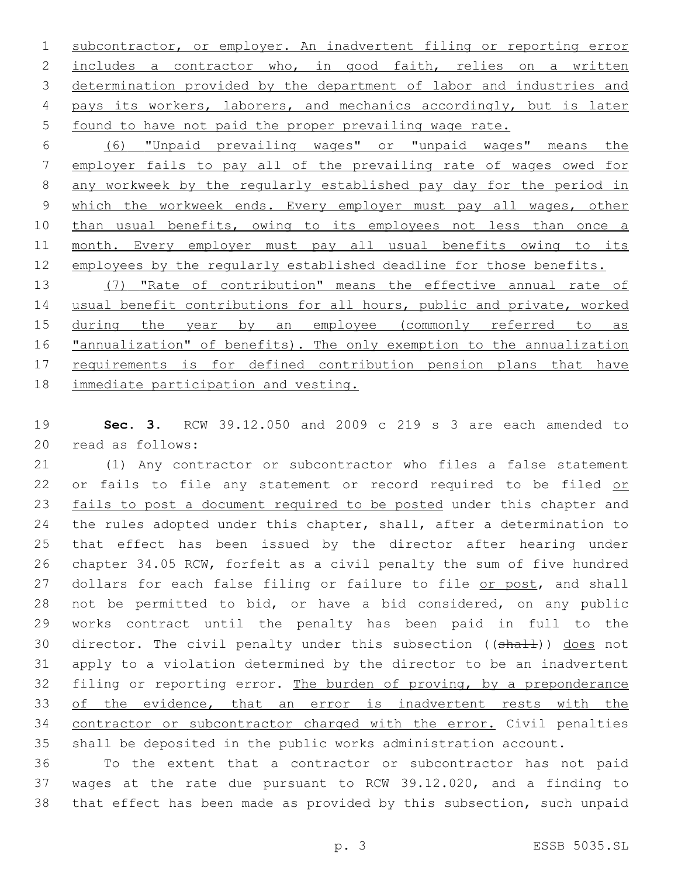subcontractor, or employer. An inadvertent filing or reporting error includes a contractor who, in good faith, relies on a written determination provided by the department of labor and industries and pays its workers, laborers, and mechanics accordingly, but is later found to have not paid the proper prevailing wage rate.

(6) "Unpaid prevailing wages" or "unpaid wages" means the employer fails to pay all of the prevailing rate of wages owed for any workweek by the regularly established pay day for the period in which the workweek ends. Every employer must pay all wages, other than usual benefits, owing to its employees not less than once a month. Every employer must pay all usual benefits owing to its employees by the regularly established deadline for those benefits.

(7) "Rate of contribution" means the effective annual rate of usual benefit contributions for all hours, public and private, worked during the year by an employee (commonly referred to as "annualization" of benefits). The only exemption to the annualization requirements is for defined contribution pension plans that have immediate participation and vesting.

**Sec. 3.** RCW 39.12.050 and 2009 c 219 s 3 are each amended to read as follows:

(1) Any contractor or subcontractor who files a false statement or fails to file any statement or record required to be filed or fails to post a document required to be posted under this chapter and the rules adopted under this chapter, shall, after a determination to that effect has been issued by the director after hearing under chapter 34.05 RCW, forfeit as a civil penalty the sum of five hundred dollars for each false filing or failure to file or post, and shall not be permitted to bid, or have a bid considered, on any public works contract until the penalty has been paid in full to the director. The civil penalty under this subsection ((~~shall~~)) does not apply to a violation determined by the director to be an inadvertent filing or reporting error. The burden of proving, by a preponderance of the evidence, that an error is inadvertent rests with the contractor or subcontractor charged with the error. Civil penalties shall be deposited in the public works administration account.

To the extent that a contractor or subcontractor has not paid wages at the rate due pursuant to RCW 39.12.020, and a finding to that effect has been made as provided by this subsection, such unpaid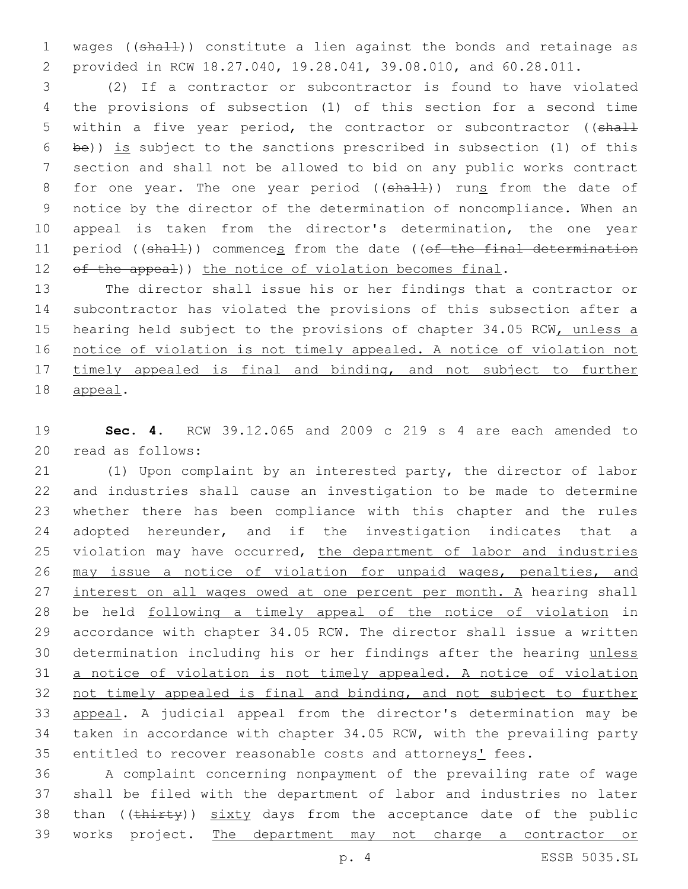wages ((~~shall~~)) constitute a lien against the bonds and retainage as provided in RCW 18.27.040, 19.28.041, 39.08.010, and 60.28.011.

(2) If a contractor or subcontractor is found to have violated the provisions of subsection (1) of this section for a second time within a five year period, the contractor or subcontractor ((~~shall be~~)) <u>is</u> subject to the sanctions prescribed in subsection (1) of this section and shall not be allowed to bid on any public works contract for one year. The one year period ((~~shall~~)) run<u>s</u> from the date of notice by the director of the determination of noncompliance. When an appeal is taken from the director's determination, the one year period ((~~shall~~)) commence<u>s</u> from the date ((~~of the final determination of the appeal~~)) <u>the notice of violation becomes final</u>.

The director shall issue his or her findings that a contractor or subcontractor has violated the provisions of this subsection after a hearing held subject to the provisions of chapter 34.05 RCW<u>, unless a notice of violation is not timely appealed. A notice of violation not timely appealed is final and binding, and not subject to further appeal</u>.

**Sec. 4.** RCW 39.12.065 and 2009 c 219 s 4 are each amended to read as follows:

(1) Upon complaint by an interested party, the director of labor and industries shall cause an investigation to be made to determine whether there has been compliance with this chapter and the rules adopted hereunder, and if the investigation indicates that a violation may have occurred, <u>the department of labor and industries may issue a notice of violation for unpaid wages, penalties, and interest on all wages owed at one percent per month. A</u> hearing shall be held <u>following a timely appeal of the notice of violation</u> in accordance with chapter 34.05 RCW. The director shall issue a written determination including his or her findings after the hearing <u>unless a notice of violation is not timely appealed. A notice of violation not timely appealed is final and binding, and not subject to further appeal</u>. A judicial appeal from the director's determination may be taken in accordance with chapter 34.05 RCW, with the prevailing party entitled to recover reasonable costs and attorneys<u>'</u> fees.

A complaint concerning nonpayment of the prevailing rate of wage shall be filed with the department of labor and industries no later than ((~~thirty~~)) <u>sixty</u> days from the acceptance date of the public works project. <u>The department may not charge a contractor or</u>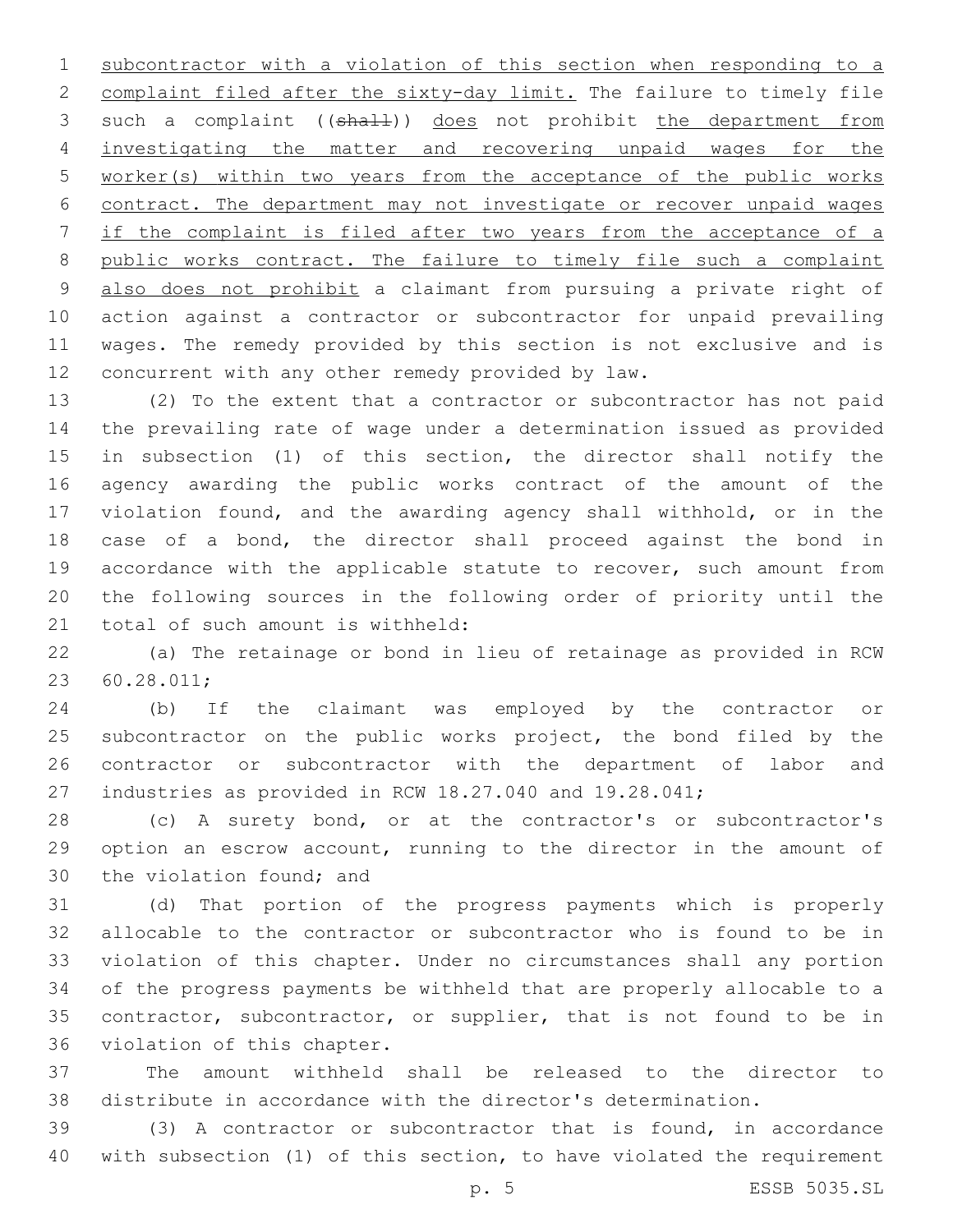subcontractor with a violation of this section when responding to a complaint filed after the sixty-day limit. The failure to timely file such a complaint ((~~shall~~)) does not prohibit the department from investigating the matter and recovering unpaid wages for the worker(s) within two years from the acceptance of the public works contract. The department may not investigate or recover unpaid wages if the complaint is filed after two years from the acceptance of a public works contract. The failure to timely file such a complaint also does not prohibit a claimant from pursuing a private right of action against a contractor or subcontractor for unpaid prevailing wages. The remedy provided by this section is not exclusive and is concurrent with any other remedy provided by law.

(2) To the extent that a contractor or subcontractor has not paid the prevailing rate of wage under a determination issued as provided in subsection (1) of this section, the director shall notify the agency awarding the public works contract of the amount of the violation found, and the awarding agency shall withhold, or in the case of a bond, the director shall proceed against the bond in accordance with the applicable statute to recover, such amount from the following sources in the following order of priority until the total of such amount is withheld:

(a) The retainage or bond in lieu of retainage as provided in RCW 60.28.011;

(b) If the claimant was employed by the contractor or subcontractor on the public works project, the bond filed by the contractor or subcontractor with the department of labor and industries as provided in RCW 18.27.040 and 19.28.041;

(c) A surety bond, or at the contractor's or subcontractor's option an escrow account, running to the director in the amount of the violation found; and

(d) That portion of the progress payments which is properly allocable to the contractor or subcontractor who is found to be in violation of this chapter. Under no circumstances shall any portion of the progress payments be withheld that are properly allocable to a contractor, subcontractor, or supplier, that is not found to be in violation of this chapter.

The amount withheld shall be released to the director to distribute in accordance with the director's determination.

(3) A contractor or subcontractor that is found, in accordance with subsection (1) of this section, to have violated the requirement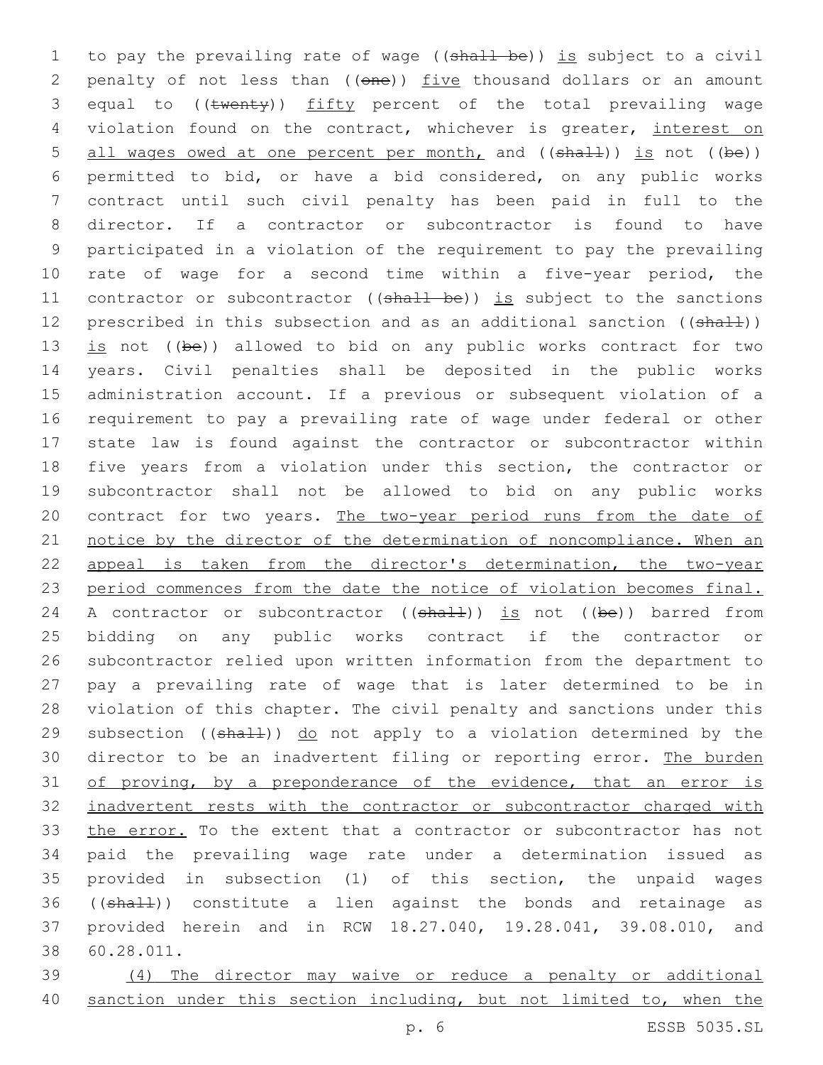to pay the prevailing rate of wage ((~~shall be~~)) <u>is</u> subject to a civil penalty of not less than ((~~one~~)) <u>five</u> thousand dollars or an amount equal to ((~~twenty~~)) <u>fifty</u> percent of the total prevailing wage violation found on the contract, whichever is greater, <u>interest on all wages owed at one percent per month,</u> and ((~~shall~~)) <u>is</u> not ((~~be~~)) permitted to bid, or have a bid considered, on any public works contract until such civil penalty has been paid in full to the director. If a contractor or subcontractor is found to have participated in a violation of the requirement to pay the prevailing rate of wage for a second time within a five-year period, the contractor or subcontractor ((~~shall be~~)) <u>is</u> subject to the sanctions prescribed in this subsection and as an additional sanction ((~~shall~~)) <u>is</u> not ((~~be~~)) allowed to bid on any public works contract for two years. Civil penalties shall be deposited in the public works administration account. If a previous or subsequent violation of a requirement to pay a prevailing rate of wage under federal or other state law is found against the contractor or subcontractor within five years from a violation under this section, the contractor or subcontractor shall not be allowed to bid on any public works contract for two years. <u>The two-year period runs from the date of notice by the director of the determination of noncompliance. When an appeal is taken from the director's determination, the two-year period commences from the date the notice of violation becomes final.</u> A contractor or subcontractor ((~~shall~~)) <u>is</u> not ((~~be~~)) barred from bidding on any public works contract if the contractor or subcontractor relied upon written information from the department to pay a prevailing rate of wage that is later determined to be in violation of this chapter. The civil penalty and sanctions under this subsection ((~~shall~~)) <u>do</u> not apply to a violation determined by the director to be an inadvertent filing or reporting error. <u>The burden of proving, by a preponderance of the evidence, that an error is inadvertent rests with the contractor or subcontractor charged with the error.</u> To the extent that a contractor or subcontractor has not paid the prevailing wage rate under a determination issued as provided in subsection (1) of this section, the unpaid wages ((~~shall~~)) constitute a lien against the bonds and retainage as provided herein and in RCW 18.27.040, 19.28.041, 39.08.010, and 60.28.011.

<u>(4) The director may waive or reduce a penalty or additional sanction under this section including, but not limited to, when the</u>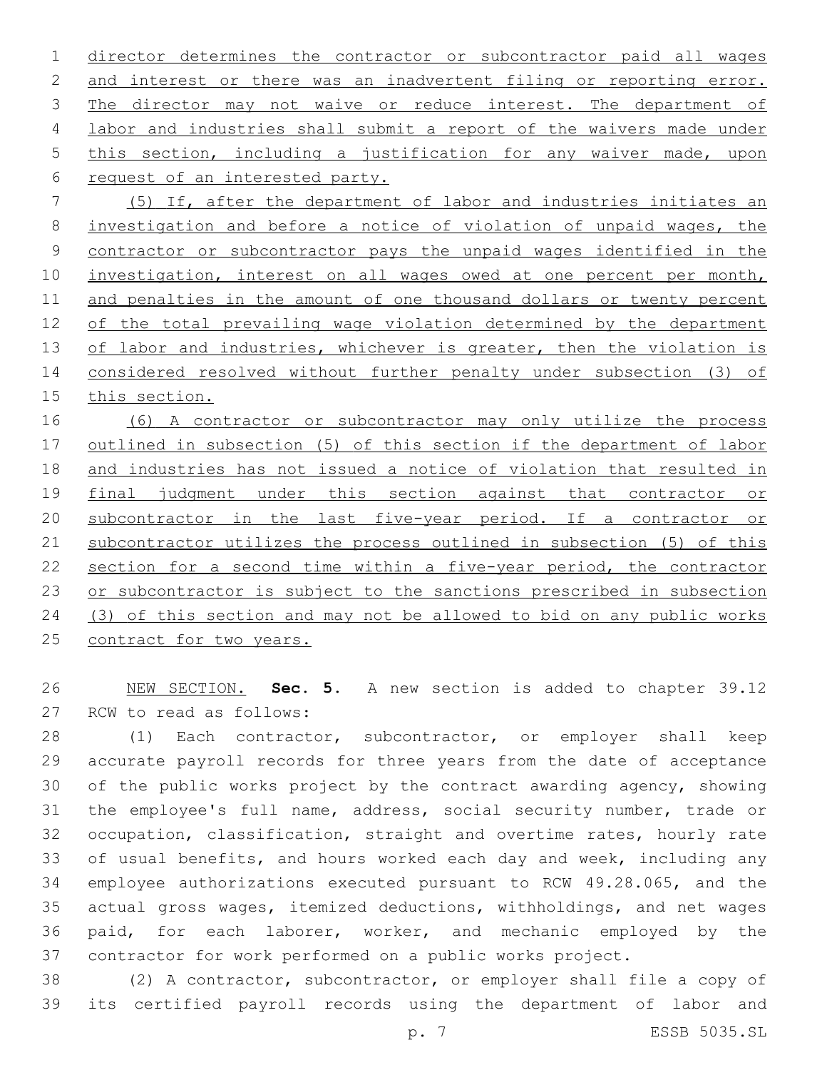director determines the contractor or subcontractor paid all wages and interest or there was an inadvertent filing or reporting error. The director may not waive or reduce interest. The department of labor and industries shall submit a report of the waivers made under this section, including a justification for any waiver made, upon request of an interested party.

(5) If, after the department of labor and industries initiates an investigation and before a notice of violation of unpaid wages, the contractor or subcontractor pays the unpaid wages identified in the investigation, interest on all wages owed at one percent per month, and penalties in the amount of one thousand dollars or twenty percent of the total prevailing wage violation determined by the department of labor and industries, whichever is greater, then the violation is considered resolved without further penalty under subsection (3) of this section.

(6) A contractor or subcontractor may only utilize the process outlined in subsection (5) of this section if the department of labor and industries has not issued a notice of violation that resulted in final judgment under this section against that contractor or subcontractor in the last five-year period. If a contractor or subcontractor utilizes the process outlined in subsection (5) of this section for a second time within a five-year period, the contractor or subcontractor is subject to the sanctions prescribed in subsection (3) of this section and may not be allowed to bid on any public works contract for two years.

NEW SECTION. **Sec. 5.** A new section is added to chapter 39.12 RCW to read as follows:

(1) Each contractor, subcontractor, or employer shall keep accurate payroll records for three years from the date of acceptance of the public works project by the contract awarding agency, showing the employee's full name, address, social security number, trade or occupation, classification, straight and overtime rates, hourly rate of usual benefits, and hours worked each day and week, including any employee authorizations executed pursuant to RCW 49.28.065, and the actual gross wages, itemized deductions, withholdings, and net wages paid, for each laborer, worker, and mechanic employed by the contractor for work performed on a public works project.

(2) A contractor, subcontractor, or employer shall file a copy of its certified payroll records using the department of labor and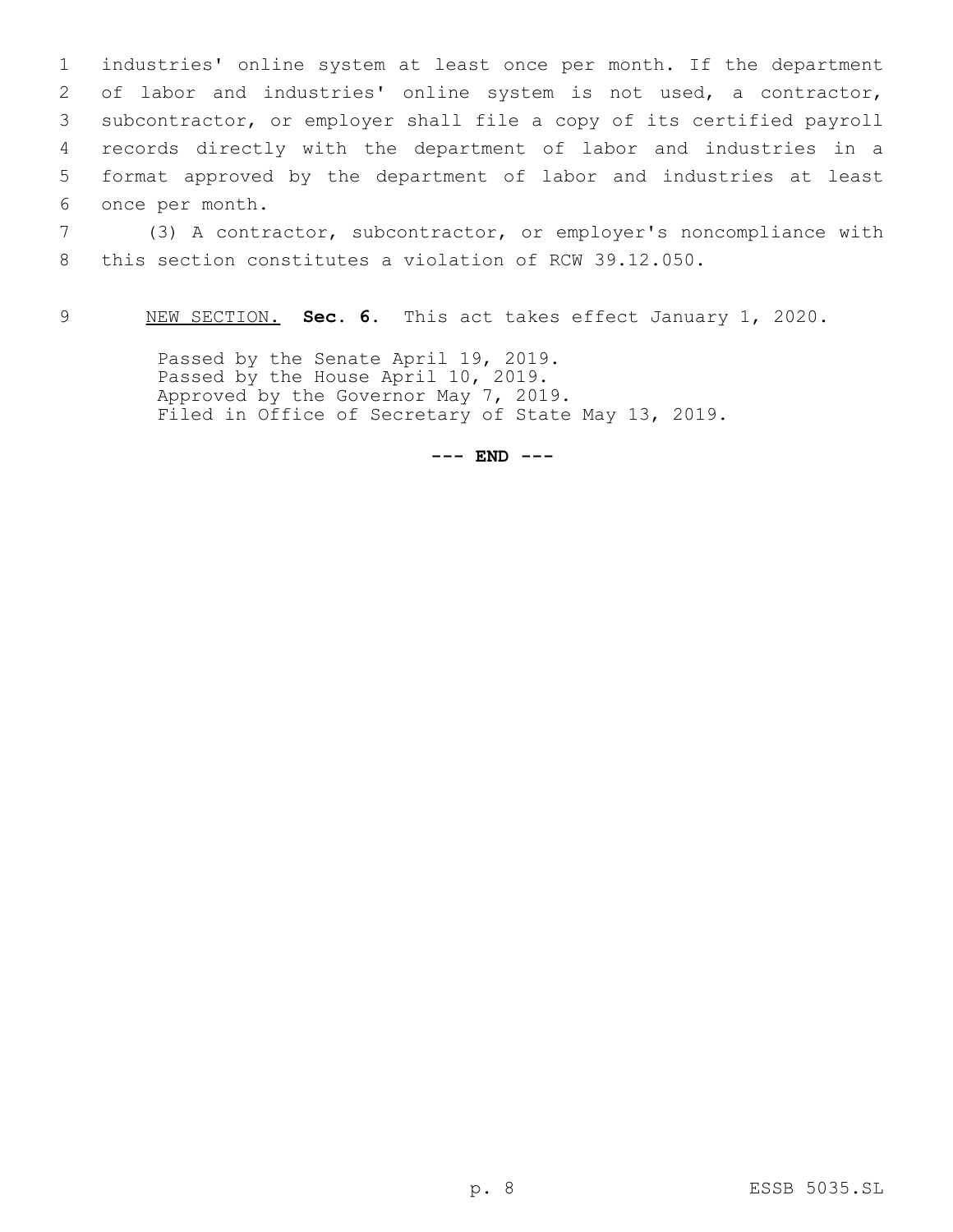industries' online system at least once per month. If the department of labor and industries' online system is not used, a contractor, subcontractor, or employer shall file a copy of its certified payroll records directly with the department of labor and industries in a format approved by the department of labor and industries at least once per month.

(3) A contractor, subcontractor, or employer's noncompliance with this section constitutes a violation of RCW 39.12.050.

NEW SECTION. **Sec. 6.** This act takes effect January 1, 2020.

Passed by the Senate April 19, 2019.
Passed by the House April 10, 2019.
Approved by the Governor May 7, 2019.
Filed in Office of Secretary of State May 13, 2019.

**--- END ---**